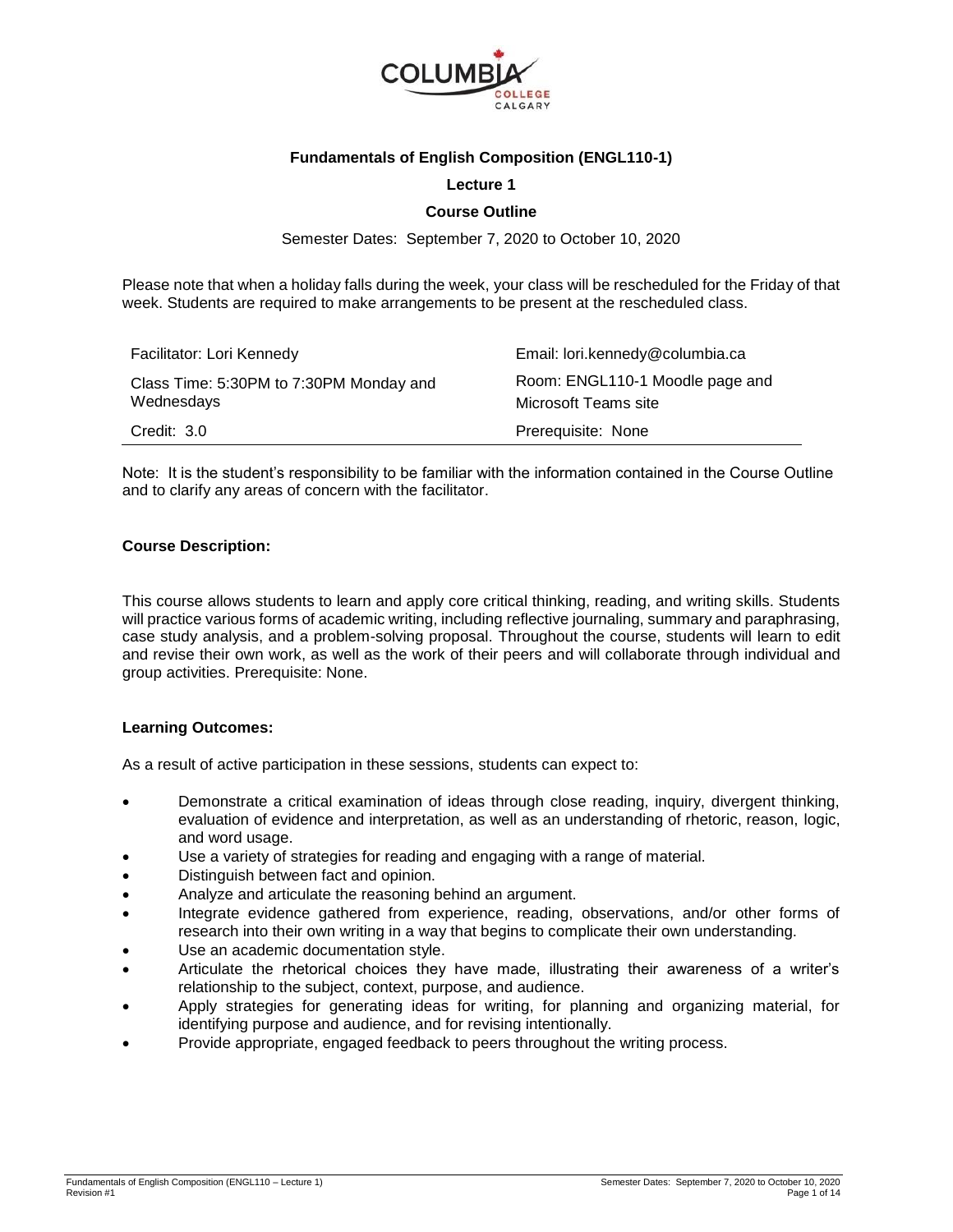**Fundamentals of English Composition (ENGL110-1)**

**Lecture 1**

**Course Outline**

Semester Dates: September 7, 2020 to October 10, 2020

Please note that when a holiday falls during the week, your class will be rescheduled for the Friday of that week. Students are required to make arrangements to be present at the rescheduled class.

| | |
|---|---|
| Facilitator: Lori Kennedy | Email: lori.kennedy@columbia.ca |
| Class Time: 5:30PM to 7:30PM Monday and Wednesdays | Room: ENGL110-1 Moodle page and Microsoft Teams site |
| Credit: 3.0 | Prerequisite: None |

Note: It is the student's responsibility to be familiar with the information contained in the Course Outline and to clarify any areas of concern with the facilitator.

**Course Description:**

This course allows students to learn and apply core critical thinking, reading, and writing skills. Students will practice various forms of academic writing, including reflective journaling, summary and paraphrasing, case study analysis, and a problem-solving proposal. Throughout the course, students will learn to edit and revise their own work, as well as the work of their peers and will collaborate through individual and group activities. Prerequisite: None.

**Learning Outcomes:**

As a result of active participation in these sessions, students can expect to:

- Demonstrate a critical examination of ideas through close reading, inquiry, divergent thinking, evaluation of evidence and interpretation, as well as an understanding of rhetoric, reason, logic, and word usage.
- Use a variety of strategies for reading and engaging with a range of material.
- Distinguish between fact and opinion.
- Analyze and articulate the reasoning behind an argument.
- Integrate evidence gathered from experience, reading, observations, and/or other forms of research into their own writing in a way that begins to complicate their own understanding.
- Use an academic documentation style.
- Articulate the rhetorical choices they have made, illustrating their awareness of a writer's relationship to the subject, context, purpose, and audience.
- Apply strategies for generating ideas for writing, for planning and organizing material, for identifying purpose and audience, and for revising intentionally.
- Provide appropriate, engaged feedback to peers throughout the writing process.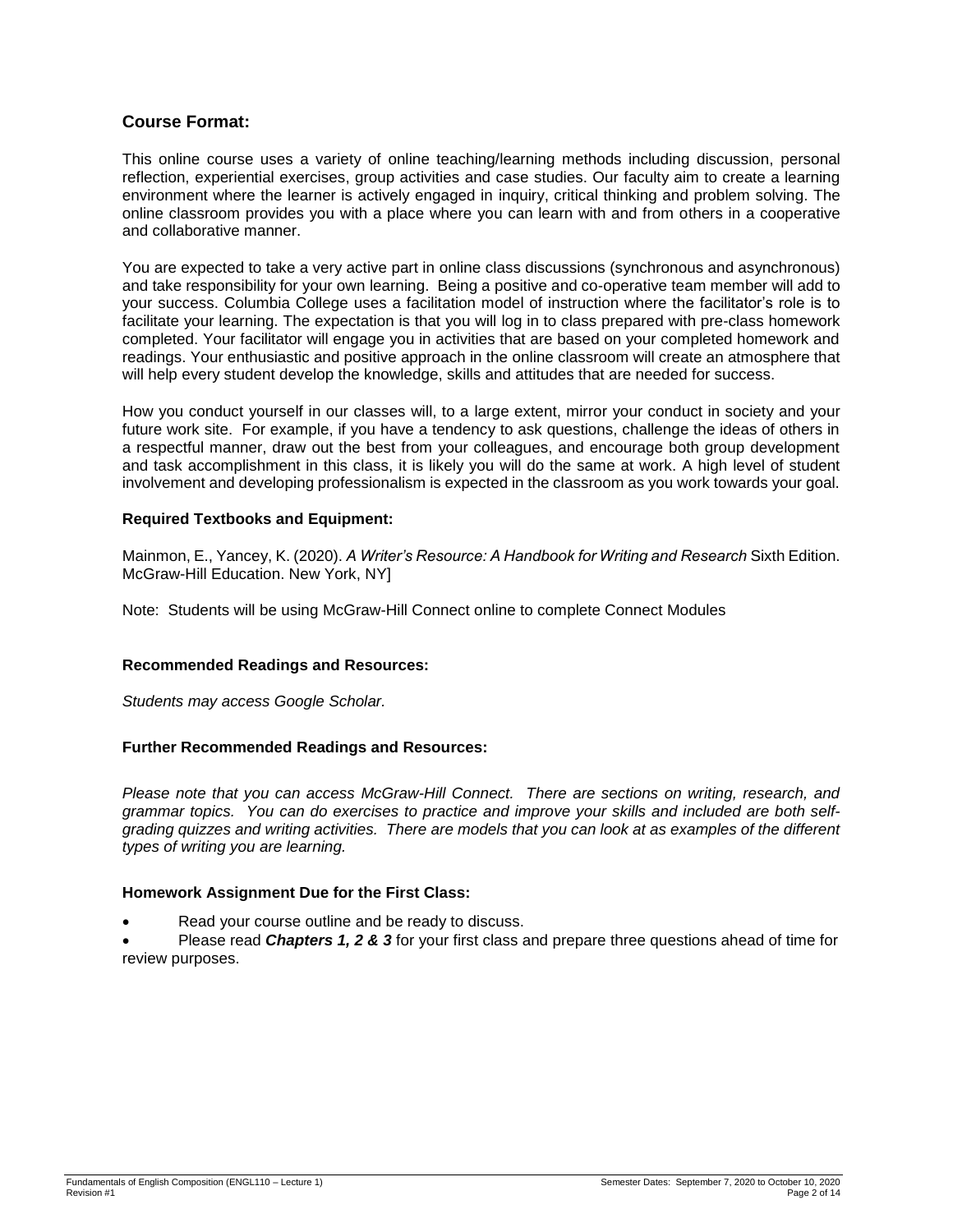## Course Format:

This online course uses a variety of online teaching/learning methods including discussion, personal reflection, experiential exercises, group activities and case studies. Our faculty aim to create a learning environment where the learner is actively engaged in inquiry, critical thinking and problem solving. The online classroom provides you with a place where you can learn with and from others in a cooperative and collaborative manner.

You are expected to take a very active part in online class discussions (synchronous and asynchronous) and take responsibility for your own learning. Being a positive and co-operative team member will add to your success. Columbia College uses a facilitation model of instruction where the facilitator's role is to facilitate your learning. The expectation is that you will log in to class prepared with pre-class homework completed. Your facilitator will engage you in activities that are based on your completed homework and readings. Your enthusiastic and positive approach in the online classroom will create an atmosphere that will help every student develop the knowledge, skills and attitudes that are needed for success.

How you conduct yourself in our classes will, to a large extent, mirror your conduct in society and your future work site. For example, if you have a tendency to ask questions, challenge the ideas of others in a respectful manner, draw out the best from your colleagues, and encourage both group development and task accomplishment in this class, it is likely you will do the same at work. A high level of student involvement and developing professionalism is expected in the classroom as you work towards your goal.

### Required Textbooks and Equipment:

Mainmon, E., Yancey, K. (2020). *A Writer's Resource: A Handbook for Writing and Research* Sixth Edition. McGraw-Hill Education. New York, NY]

Note: Students will be using McGraw-Hill Connect online to complete Connect Modules

### Recommended Readings and Resources:

*Students may access Google Scholar.*

### Further Recommended Readings and Resources:

*Please note that you can access McGraw-Hill Connect. There are sections on writing, research, and grammar topics. You can do exercises to practice and improve your skills and included are both self-grading quizzes and writing activities. There are models that you can look at as examples of the different types of writing you are learning.*

### Homework Assignment Due for the First Class:

- Read your course outline and be ready to discuss.
- Please read ***Chapters 1, 2 & 3*** for your first class and prepare three questions ahead of time for review purposes.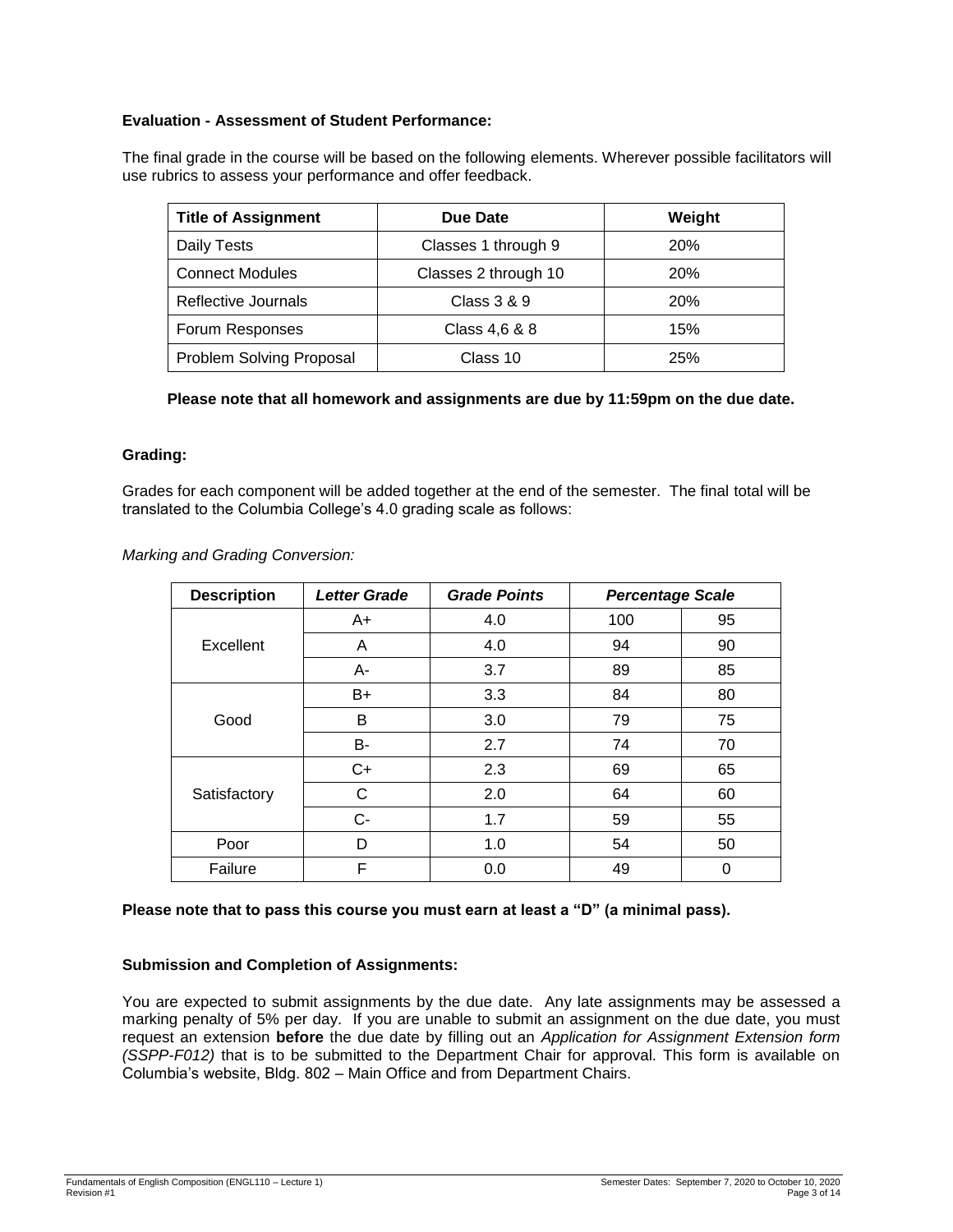**Evaluation - Assessment of Student Performance:**

The final grade in the course will be based on the following elements. Wherever possible facilitators will use rubrics to assess your performance and offer feedback.

| Title of Assignment | Due Date | Weight |
|---|---|---|
| Daily Tests | Classes 1 through 9 | 20% |
| Connect Modules | Classes 2 through 10 | 20% |
| Reflective Journals | Class 3 & 9 | 20% |
| Forum Responses | Class 4,6 & 8 | 15% |
| Problem Solving Proposal | Class 10 | 25% |

**Please note that all homework and assignments are due by 11:59pm on the due date.**

**Grading:**

Grades for each component will be added together at the end of the semester. The final total will be translated to the Columbia College's 4.0 grading scale as follows:

*Marking and Grading Conversion:*

| Description | *Letter Grade* | *Grade Points* | *Percentage Scale* | |
|---|---|---|---|---|
| Excellent | A+ | 4.0 | 100 | 95 |
| | A | 4.0 | 94 | 90 |
| | A- | 3.7 | 89 | 85 |
| Good | B+ | 3.3 | 84 | 80 |
| | B | 3.0 | 79 | 75 |
| | B- | 2.7 | 74 | 70 |
| Satisfactory | C+ | 2.3 | 69 | 65 |
| | C | 2.0 | 64 | 60 |
| | C- | 1.7 | 59 | 55 |
| Poor | D | 1.0 | 54 | 50 |
| Failure | F | 0.0 | 49 | 0 |

**Please note that to pass this course you must earn at least a "D" (a minimal pass).**

**Submission and Completion of Assignments:**

You are expected to submit assignments by the due date. Any late assignments may be assessed a marking penalty of 5% per day. If you are unable to submit an assignment on the due date, you must request an extension **before** the due date by filling out an *Application for Assignment Extension form (SSPP-F012)* that is to be submitted to the Department Chair for approval. This form is available on Columbia's website, Bldg. 802 – Main Office and from Department Chairs.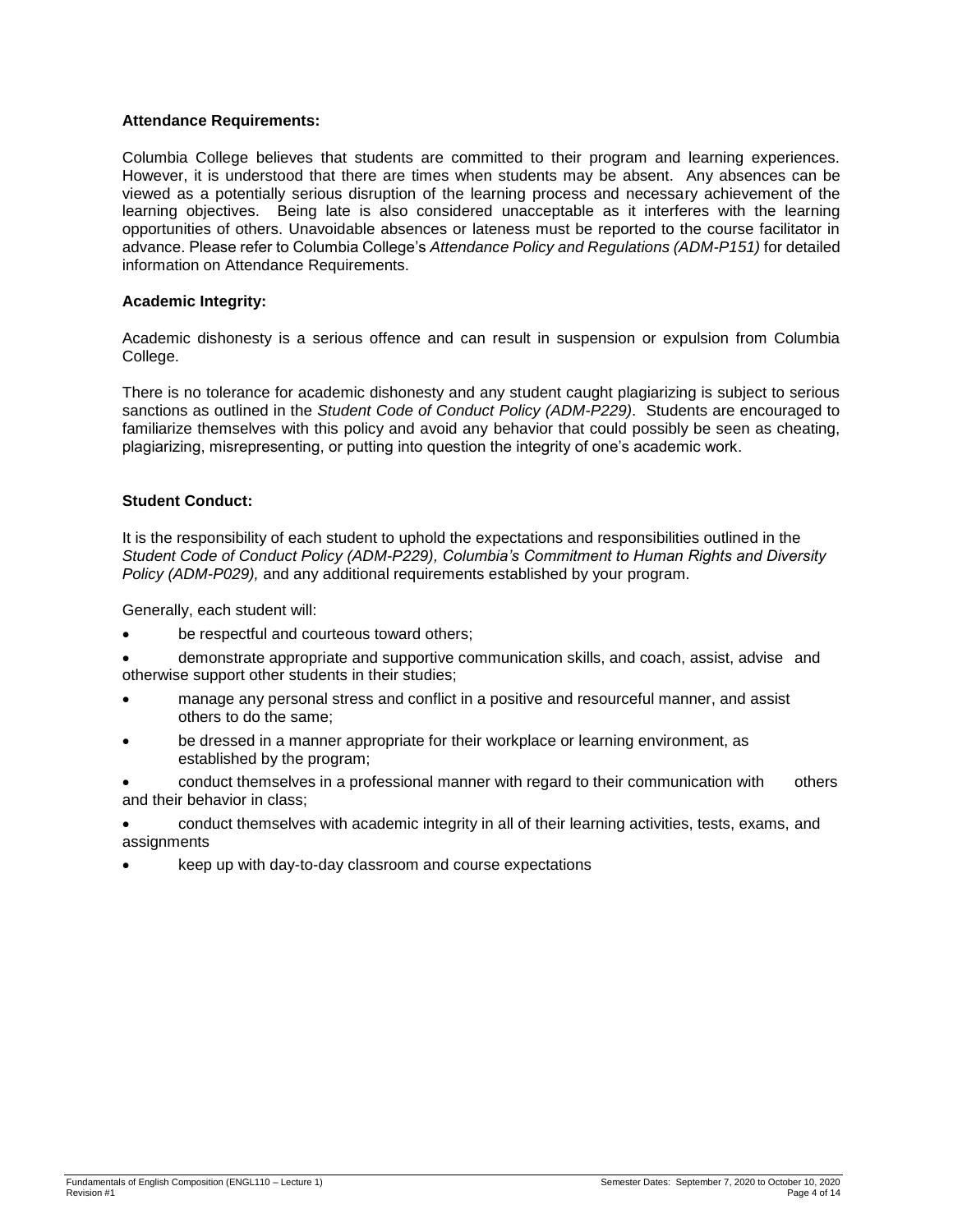**Attendance Requirements:**

Columbia College believes that students are committed to their program and learning experiences. However, it is understood that there are times when students may be absent. Any absences can be viewed as a potentially serious disruption of the learning process and necessary achievement of the learning objectives. Being late is also considered unacceptable as it interferes with the learning opportunities of others. Unavoidable absences or lateness must be reported to the course facilitator in advance. Please refer to Columbia College's *Attendance Policy and Regulations (ADM-P151)* for detailed information on Attendance Requirements.

**Academic Integrity:**

Academic dishonesty is a serious offence and can result in suspension or expulsion from Columbia College.

There is no tolerance for academic dishonesty and any student caught plagiarizing is subject to serious sanctions as outlined in the *Student Code of Conduct Policy (ADM-P229)*. Students are encouraged to familiarize themselves with this policy and avoid any behavior that could possibly be seen as cheating, plagiarizing, misrepresenting, or putting into question the integrity of one's academic work.

**Student Conduct:**

It is the responsibility of each student to uphold the expectations and responsibilities outlined in the *Student Code of Conduct Policy (ADM-P229), Columbia's Commitment to Human Rights and Diversity Policy (ADM-P029),* and any additional requirements established by your program.

Generally, each student will:

- be respectful and courteous toward others;
- demonstrate appropriate and supportive communication skills, and coach, assist, advise and otherwise support other students in their studies;
- manage any personal stress and conflict in a positive and resourceful manner, and assist others to do the same;
- be dressed in a manner appropriate for their workplace or learning environment, as established by the program;
- conduct themselves in a professional manner with regard to their communication with others and their behavior in class;
- conduct themselves with academic integrity in all of their learning activities, tests, exams, and assignments
- keep up with day-to-day classroom and course expectations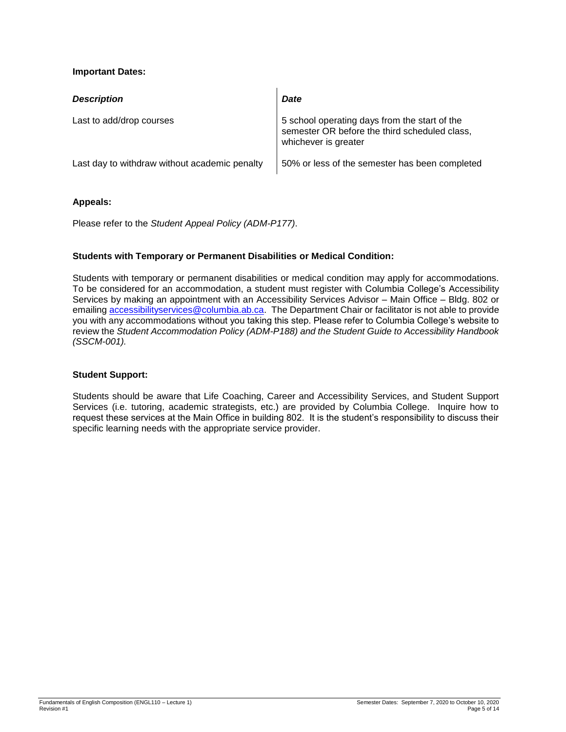**Important Dates:**

| *Description* | *Date* |
| --- | --- |
| Last to add/drop courses | 5 school operating days from the start of the semester OR before the third scheduled class, whichever is greater |
| Last day to withdraw without academic penalty | 50% or less of the semester has been completed |

**Appeals:**

Please refer to the *Student Appeal Policy (ADM-P177)*.

**Students with Temporary or Permanent Disabilities or Medical Condition:**

Students with temporary or permanent disabilities or medical condition may apply for accommodations. To be considered for an accommodation, a student must register with Columbia College's Accessibility Services by making an appointment with an Accessibility Services Advisor – Main Office – Bldg. 802 or emailing accessibilityservices@columbia.ab.ca. The Department Chair or facilitator is not able to provide you with any accommodations without you taking this step. Please refer to Columbia College's website to review the *Student Accommodation Policy (ADM-P188) and the Student Guide to Accessibility Handbook (SSCM-001).*

**Student Support:**

Students should be aware that Life Coaching, Career and Accessibility Services, and Student Support Services (i.e. tutoring, academic strategists, etc.) are provided by Columbia College. Inquire how to request these services at the Main Office in building 802. It is the student's responsibility to discuss their specific learning needs with the appropriate service provider.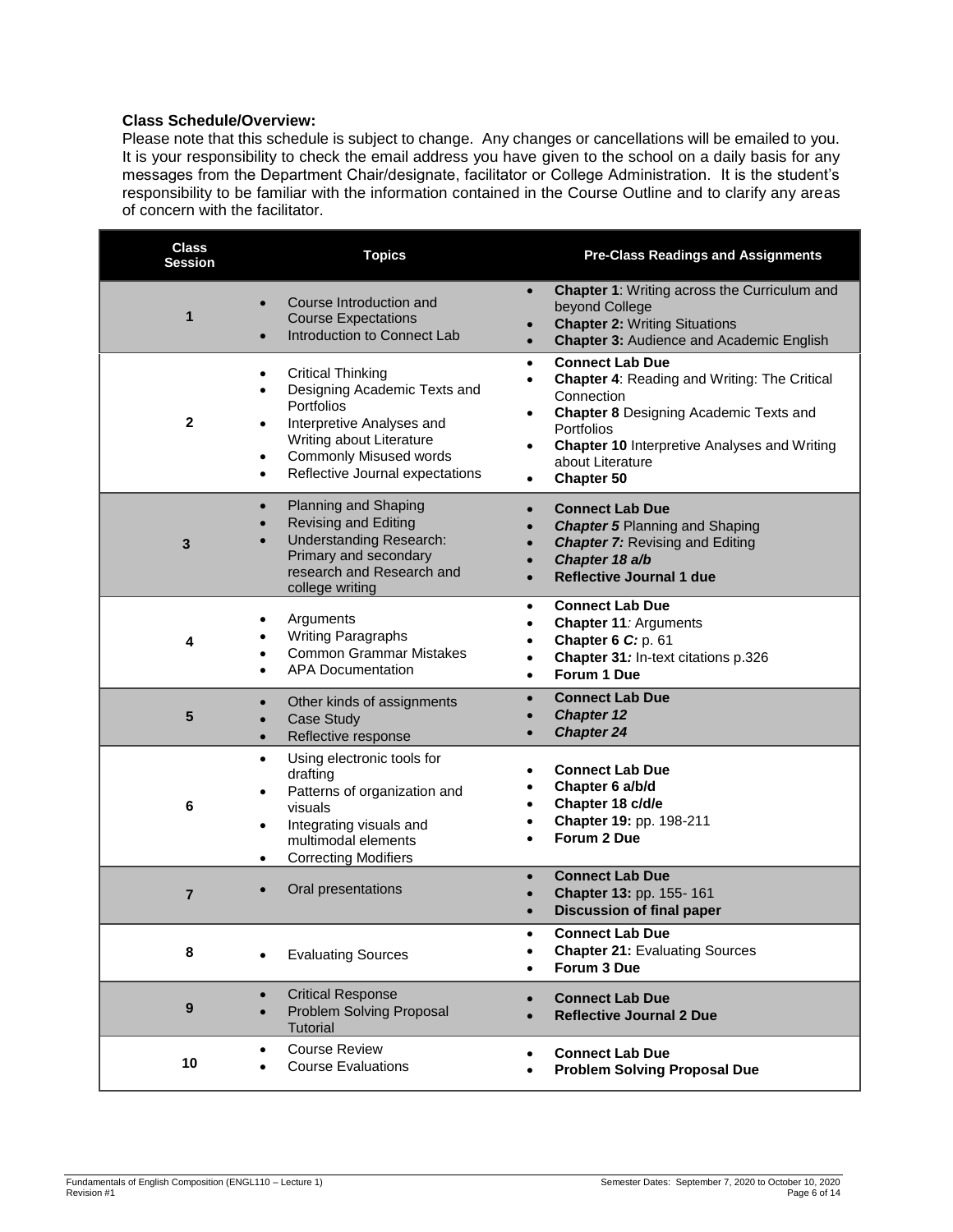**Class Schedule/Overview:**

Please note that this schedule is subject to change. Any changes or cancellations will be emailed to you. It is your responsibility to check the email address you have given to the school on a daily basis for any messages from the Department Chair/designate, facilitator or College Administration. It is the student's responsibility to be familiar with the information contained in the Course Outline and to clarify any areas of concern with the facilitator.

| Class Session | Topics | Pre-Class Readings and Assignments |
|---|---|---|
| 1 | • Course Introduction and Course Expectations<br>• Introduction to Connect Lab | • **Chapter 1**: Writing across the Curriculum and beyond College<br>• **Chapter 2:** Writing Situations<br>• **Chapter 3:** Audience and Academic English |
| 2 | • Critical Thinking<br>• Designing Academic Texts and Portfolios<br>• Interpretive Analyses and Writing about Literature<br>• Commonly Misused words<br>• Reflective Journal expectations | • **Connect Lab Due**<br>• **Chapter 4**: Reading and Writing: The Critical Connection<br>• **Chapter 8** Designing Academic Texts and Portfolios<br>• **Chapter 10** Interpretive Analyses and Writing about Literature<br>• **Chapter 50** |
| 3 | • Planning and Shaping<br>• Revising and Editing<br>• Understanding Research: Primary and secondary research and Research and college writing | • **Connect Lab Due**<br>• ***Chapter 5*** Planning and Shaping<br>• ***Chapter 7:*** Revising and Editing<br>• ***Chapter 18 a/b***<br>• **Reflective Journal 1 due** |
| 4 | • Arguments<br>• Writing Paragraphs<br>• Common Grammar Mistakes<br>• APA Documentation | • **Connect Lab Due**<br>• **Chapter 11***:* Arguments<br>• **Chapter 6 *C:*** p. 61<br>• **Chapter 31*:*** In-text citations p.326<br>• **Forum 1 Due** |
| 5 | • Other kinds of assignments<br>• Case Study<br>• Reflective response | • **Connect Lab Due**<br>• ***Chapter 12***<br>• ***Chapter 24*** |
| 6 | • Using electronic tools for drafting<br>• Patterns of organization and visuals<br>• Integrating visuals and multimodal elements<br>• Correcting Modifiers | • **Connect Lab Due**<br>• **Chapter 6 a/b/d**<br>• **Chapter 18 c/d/e**<br>• **Chapter 19:** pp. 198-211<br>• **Forum 2 Due** |
| 7 | • Oral presentations | • **Connect Lab Due**<br>• **Chapter 13:** pp. 155- 161<br>• **Discussion of final paper** |
| 8 | • Evaluating Sources | • **Connect Lab Due**<br>• **Chapter 21:** Evaluating Sources<br>• **Forum 3 Due** |
| 9 | • Critical Response<br>• Problem Solving Proposal Tutorial | • **Connect Lab Due**<br>• **Reflective Journal 2 Due** |
| 10 | • Course Review<br>• Course Evaluations | • **Connect Lab Due**<br>• **Problem Solving Proposal Due** |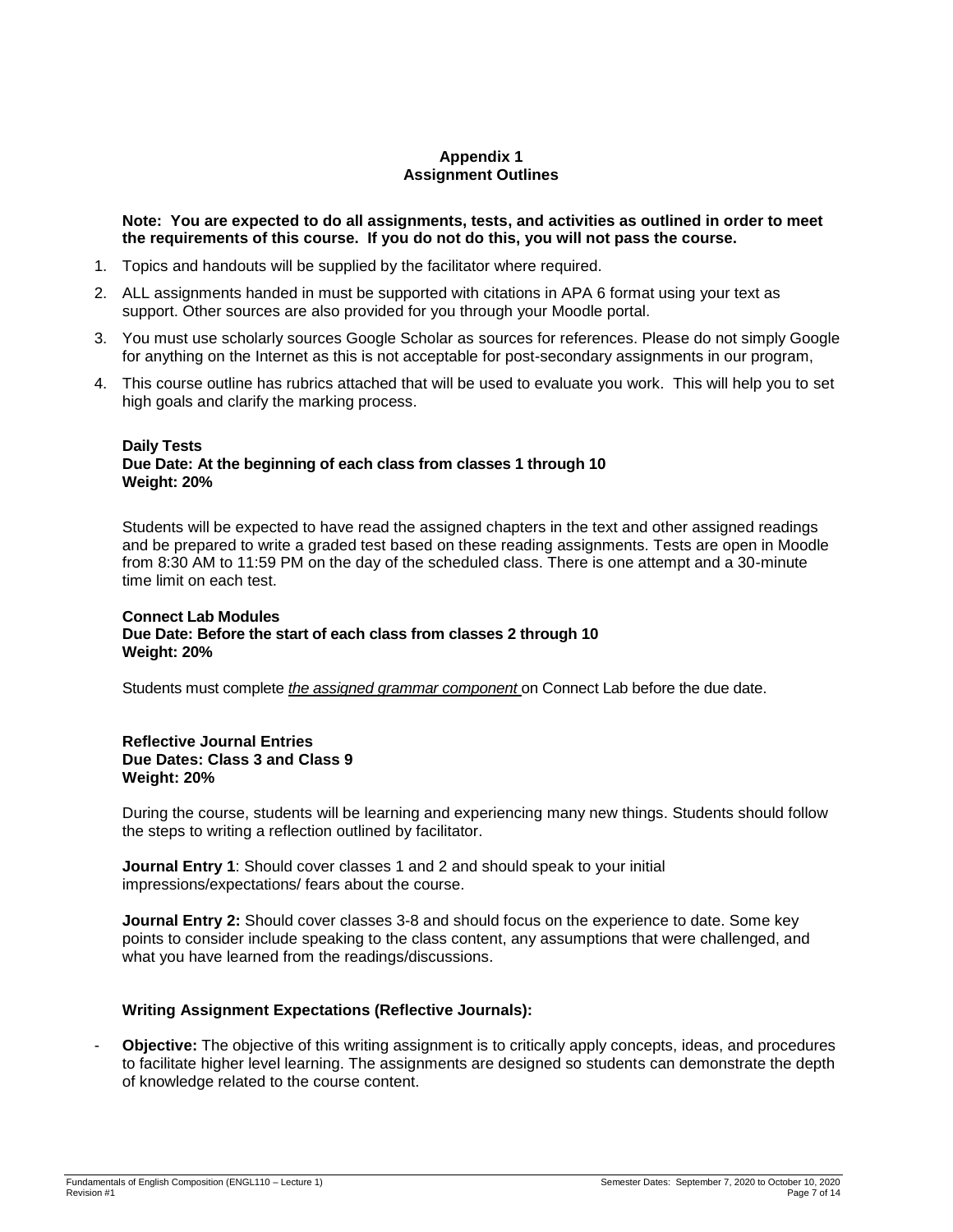## Appendix 1
## Assignment Outlines

**Note: You are expected to do all assignments, tests, and activities as outlined in order to meet the requirements of this course. If you do not do this, you will not pass the course.**

1. Topics and handouts will be supplied by the facilitator where required.
2. ALL assignments handed in must be supported with citations in APA 6 format using your text as support. Other sources are also provided for you through your Moodle portal.
3. You must use scholarly sources Google Scholar as sources for references. Please do not simply Google for anything on the Internet as this is not acceptable for post-secondary assignments in our program,
4. This course outline has rubrics attached that will be used to evaluate you work. This will help you to set high goals and clarify the marking process.

**Daily Tests**
**Due Date: At the beginning of each class from classes 1 through 10**
**Weight: 20%**

Students will be expected to have read the assigned chapters in the text and other assigned readings and be prepared to write a graded test based on these reading assignments. Tests are open in Moodle from 8:30 AM to 11:59 PM on the day of the scheduled class. There is one attempt and a 30-minute time limit on each test.

**Connect Lab Modules**
**Due Date: Before the start of each class from classes 2 through 10**
**Weight: 20%**

Students must complete *the assigned grammar component* on Connect Lab before the due date.

**Reflective Journal Entries**
**Due Dates: Class 3 and Class 9**
**Weight: 20%**

During the course, students will be learning and experiencing many new things. Students should follow the steps to writing a reflection outlined by facilitator.

**Journal Entry 1**: Should cover classes 1 and 2 and should speak to your initial impressions/expectations/ fears about the course.

**Journal Entry 2:** Should cover classes 3-8 and should focus on the experience to date. Some key points to consider include speaking to the class content, any assumptions that were challenged, and what you have learned from the readings/discussions.

**Writing Assignment Expectations (Reflective Journals):**

- **Objective:** The objective of this writing assignment is to critically apply concepts, ideas, and procedures to facilitate higher level learning. The assignments are designed so students can demonstrate the depth of knowledge related to the course content.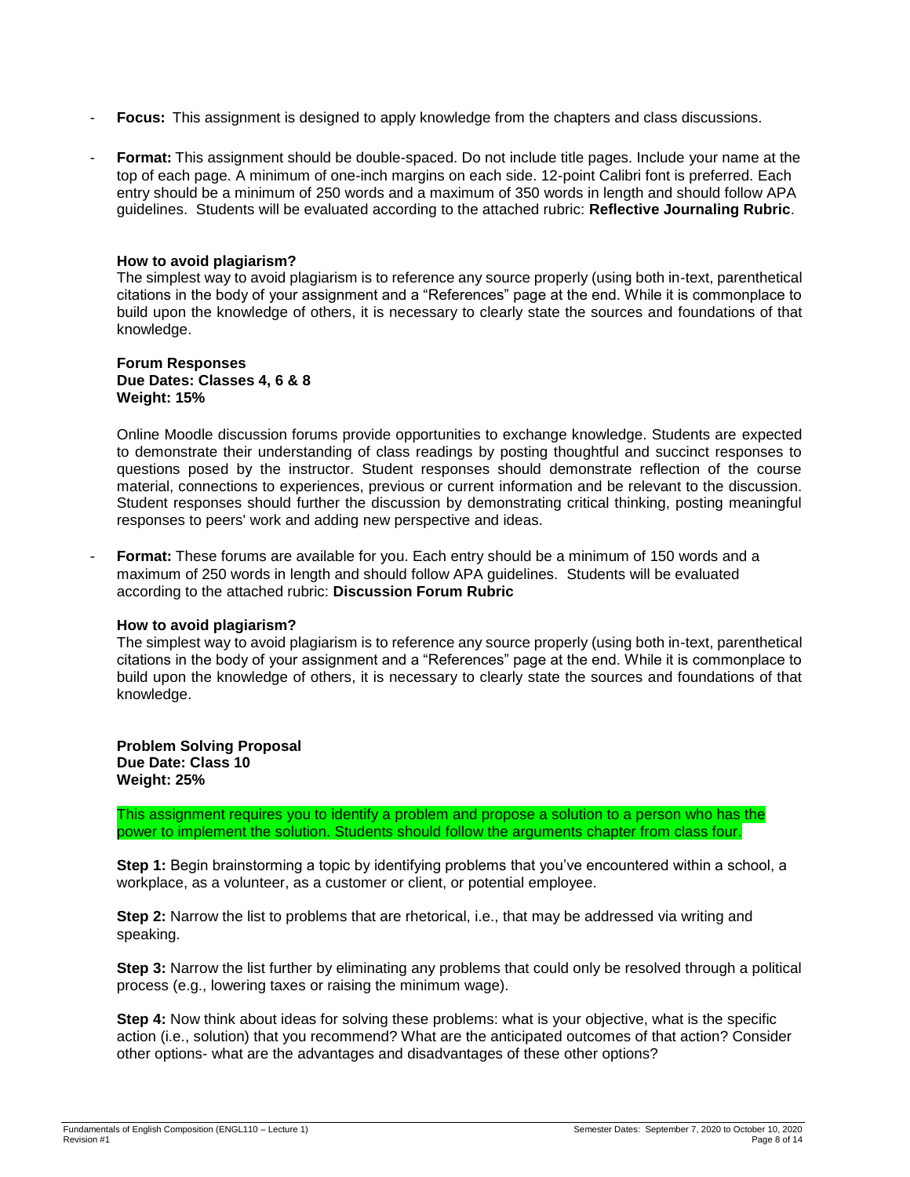- **Focus:** This assignment is designed to apply knowledge from the chapters and class discussions.

- **Format:** This assignment should be double-spaced. Do not include title pages. Include your name at the top of each page. A minimum of one-inch margins on each side. 12-point Calibri font is preferred. Each entry should be a minimum of 250 words and a maximum of 350 words in length and should follow APA guidelines. Students will be evaluated according to the attached rubric: **Reflective Journaling Rubric**.

**How to avoid plagiarism?**

The simplest way to avoid plagiarism is to reference any source properly (using both in-text, parenthetical citations in the body of your assignment and a "References" page at the end. While it is commonplace to build upon the knowledge of others, it is necessary to clearly state the sources and foundations of that knowledge.

**Forum Responses**
**Due Dates: Classes 4, 6 & 8**
**Weight: 15%**

Online Moodle discussion forums provide opportunities to exchange knowledge. Students are expected to demonstrate their understanding of class readings by posting thoughtful and succinct responses to questions posed by the instructor. Student responses should demonstrate reflection of the course material, connections to experiences, previous or current information and be relevant to the discussion. Student responses should further the discussion by demonstrating critical thinking, posting meaningful responses to peers' work and adding new perspective and ideas.

- **Format:** These forums are available for you. Each entry should be a minimum of 150 words and a maximum of 250 words in length and should follow APA guidelines. Students will be evaluated according to the attached rubric: **Discussion Forum Rubric**

**How to avoid plagiarism?**

The simplest way to avoid plagiarism is to reference any source properly (using both in-text, parenthetical citations in the body of your assignment and a "References" page at the end. While it is commonplace to build upon the knowledge of others, it is necessary to clearly state the sources and foundations of that knowledge.

**Problem Solving Proposal**
**Due Date: Class 10**
**Weight: 25%**

This assignment requires you to identify a problem and propose a solution to a person who has the power to implement the solution. Students should follow the arguments chapter from class four.

**Step 1:** Begin brainstorming a topic by identifying problems that you've encountered within a school, a workplace, as a volunteer, as a customer or client, or potential employee.

**Step 2:** Narrow the list to problems that are rhetorical, i.e., that may be addressed via writing and speaking.

**Step 3:** Narrow the list further by eliminating any problems that could only be resolved through a political process (e.g., lowering taxes or raising the minimum wage).

**Step 4:** Now think about ideas for solving these problems: what is your objective, what is the specific action (i.e., solution) that you recommend? What are the anticipated outcomes of that action? Consider other options- what are the advantages and disadvantages of these other options?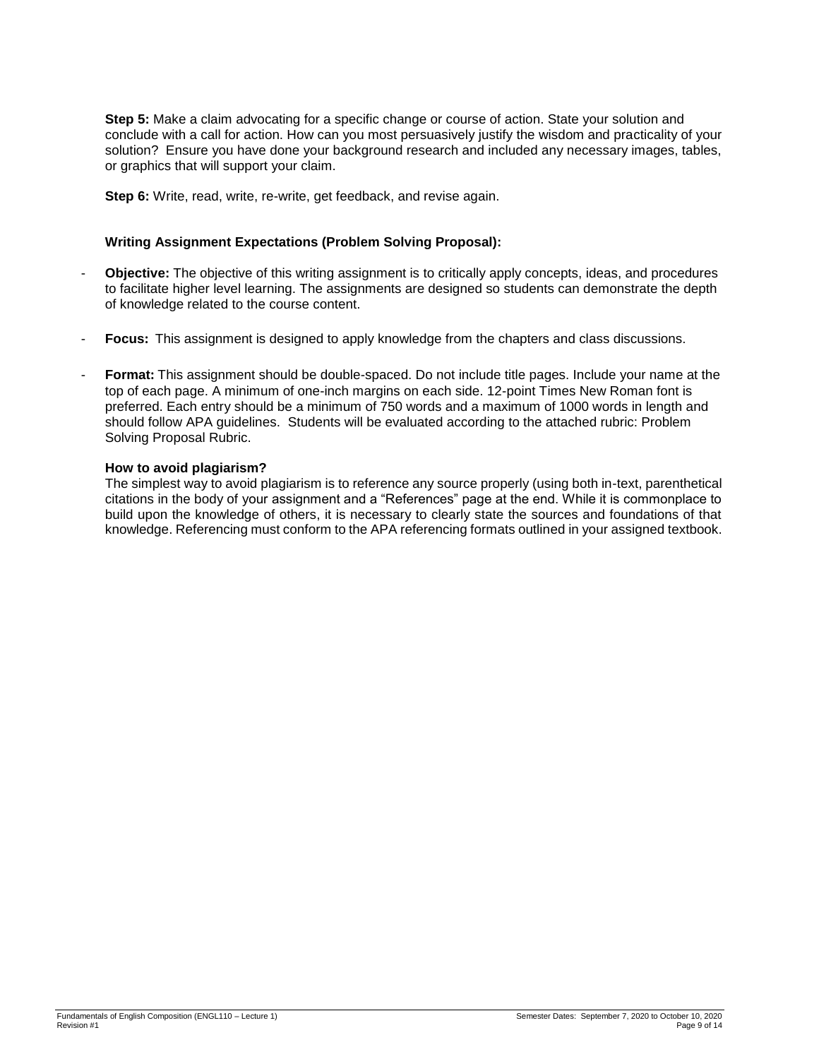**Step 5:** Make a claim advocating for a specific change or course of action. State your solution and conclude with a call for action. How can you most persuasively justify the wisdom and practicality of your solution? Ensure you have done your background research and included any necessary images, tables, or graphics that will support your claim.

**Step 6:** Write, read, write, re-write, get feedback, and revise again.

### Writing Assignment Expectations (Problem Solving Proposal):

- **Objective:** The objective of this writing assignment is to critically apply concepts, ideas, and procedures to facilitate higher level learning. The assignments are designed so students can demonstrate the depth of knowledge related to the course content.
- **Focus:** This assignment is designed to apply knowledge from the chapters and class discussions.
- **Format:** This assignment should be double-spaced. Do not include title pages. Include your name at the top of each page. A minimum of one-inch margins on each side. 12-point Times New Roman font is preferred. Each entry should be a minimum of 750 words and a maximum of 1000 words in length and should follow APA guidelines. Students will be evaluated according to the attached rubric: Problem Solving Proposal Rubric.

**How to avoid plagiarism?**

The simplest way to avoid plagiarism is to reference any source properly (using both in-text, parenthetical citations in the body of your assignment and a "References" page at the end. While it is commonplace to build upon the knowledge of others, it is necessary to clearly state the sources and foundations of that knowledge. Referencing must conform to the APA referencing formats outlined in your assigned textbook.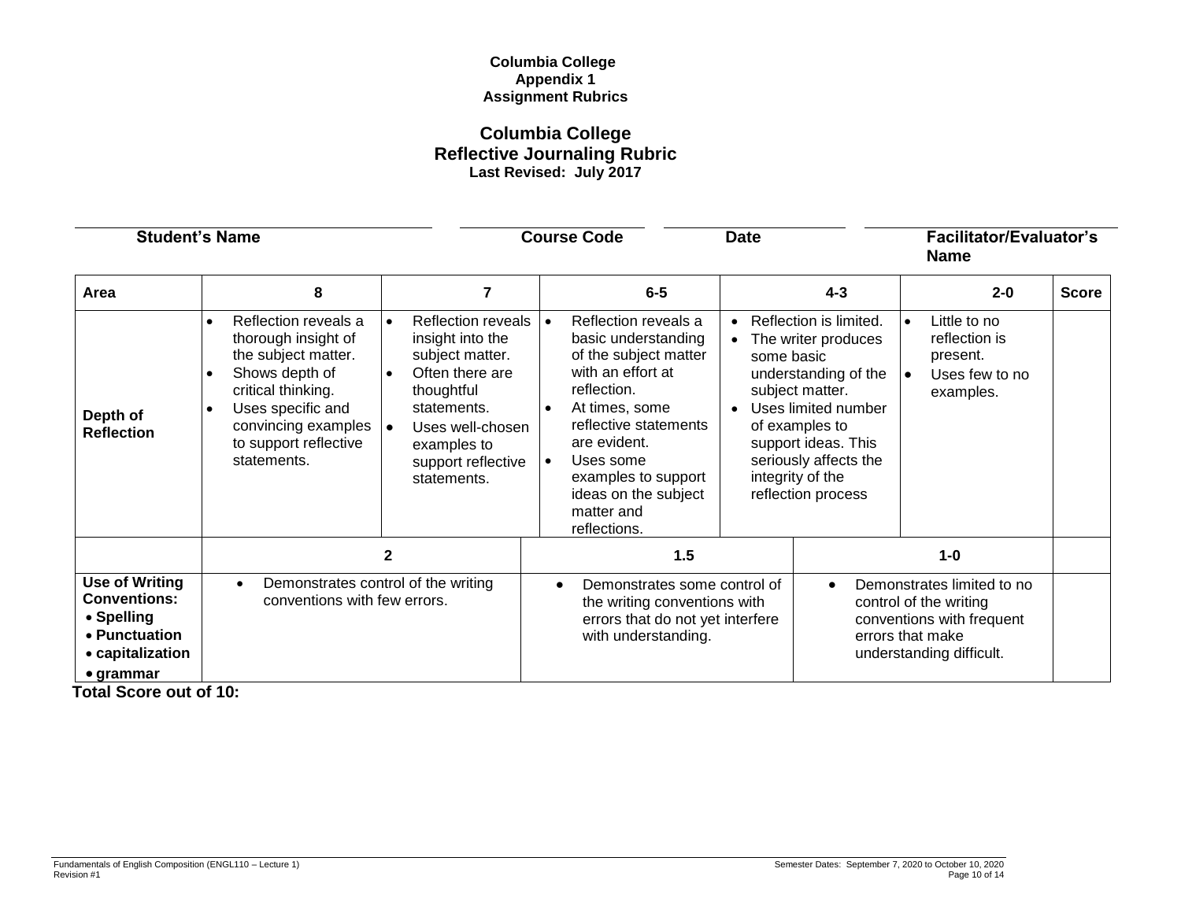**Columbia College**
**Appendix 1**
**Assignment Rubrics**

## Columbia College
## Reflective Journaling Rubric
**Last Revised: July 2017**

| Student's Name | Course Code | Date | Facilitator/Evaluator's Name |
|---|---|---|---|
| | | | |

| Area | 8 | 7 | 6-5 | 4-3 | 2-0 | Score |
|---|---|---|---|---|---|---|
| **Depth of Reflection** | • Reflection reveals a thorough insight of the subject matter.<br>• Shows depth of critical thinking.<br>• Uses specific and convincing examples to support reflective statements. | • Reflection reveals insight into the subject matter.<br>• Often there are thoughtful statements.<br>• Uses well-chosen examples to support reflective statements. | • Reflection reveals a basic understanding of the subject matter with an effort at reflection.<br>• At times, some reflective statements are evident.<br>• Uses some examples to support ideas on the subject matter and reflections. | • Reflection is limited.<br>• The writer produces some basic understanding of the subject matter.<br>• Uses limited number of examples to support ideas. This seriously affects the integrity of the reflection process | • Little to no reflection is present.<br>• Uses few to no examples. | |

| | 2 | 1.5 | 1-0 | |
|---|---|---|---|---|
| **Use of Writing Conventions:**<br>• **Spelling**<br>• **Punctuation**<br>• **capitalization**<br>• **grammar** | • Demonstrates control of the writing conventions with few errors. | • Demonstrates some control of the writing conventions with errors that do not yet interfere with understanding. | • Demonstrates limited to no control of the writing conventions with frequent errors that make understanding difficult. | |

**Total Score out of 10:**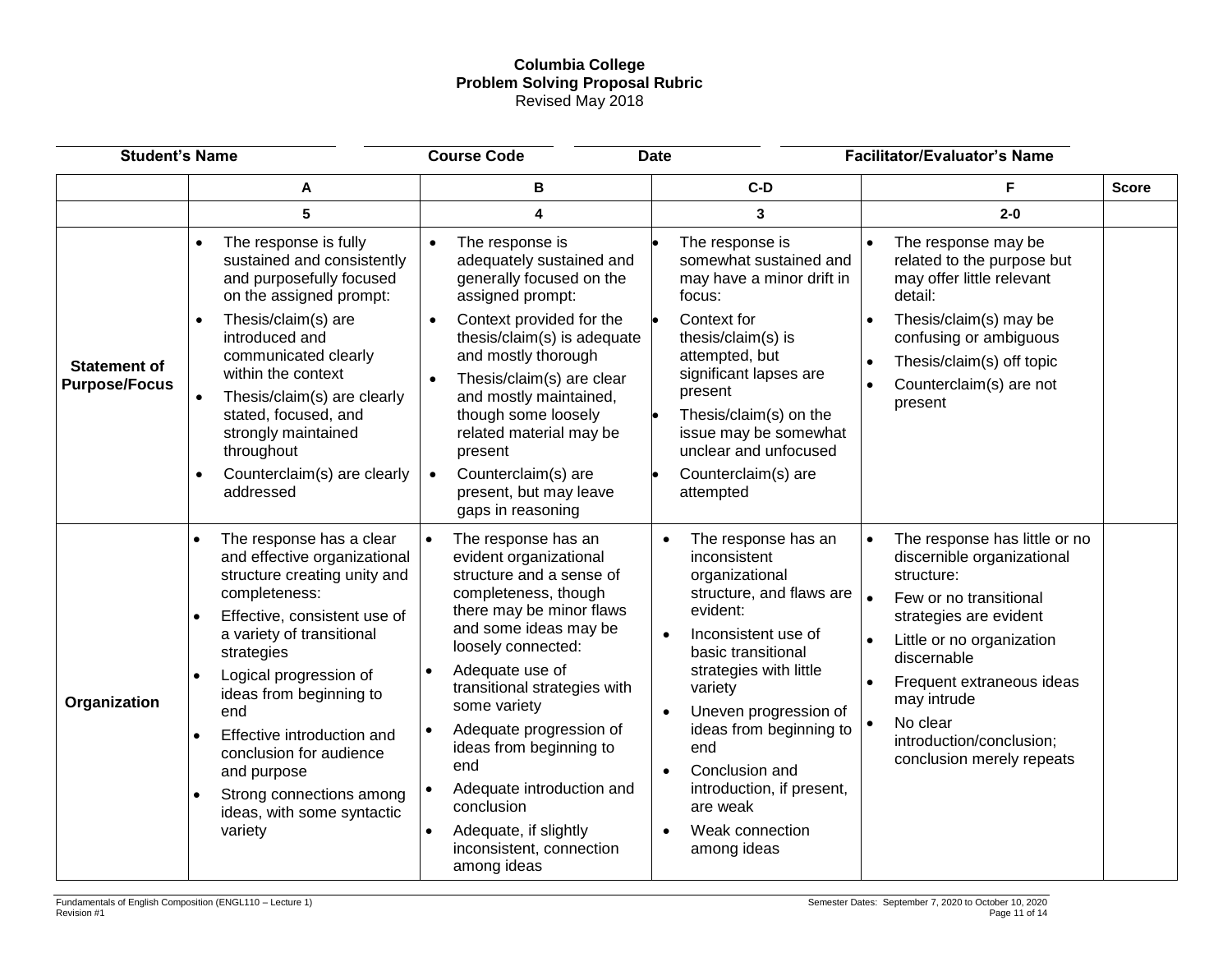**Columbia College**
**Problem Solving Proposal Rubric**
Revised May 2018

| Student's Name | Course Code | Date | Facilitator/Evaluator's Name |
|---|---|---|---|
| | | | |

| | A | B | C-D | F | Score |
|---|---|---|---|---|---|
| | 5 | 4 | 3 | 2-0 | |
| **Statement of Purpose/Focus** | • The response is fully sustained and consistently and purposefully focused on the assigned prompt:<br>• Thesis/claim(s) are introduced and communicated clearly within the context<br>• Thesis/claim(s) are clearly stated, focused, and strongly maintained throughout<br>• Counterclaim(s) are clearly addressed | • The response is adequately sustained and generally focused on the assigned prompt:<br>• Context provided for the thesis/claim(s) is adequate and mostly thorough<br>• Thesis/claim(s) are clear and mostly maintained, though some loosely related material may be present<br>• Counterclaim(s) are present, but may leave gaps in reasoning | • The response is somewhat sustained and may have a minor drift in focus:<br>• Context for thesis/claim(s) is attempted, but significant lapses are present<br>• Thesis/claim(s) on the issue may be somewhat unclear and unfocused<br>• Counterclaim(s) are attempted | • The response may be related to the purpose but may offer little relevant detail:<br>• Thesis/claim(s) may be confusing or ambiguous<br>• Thesis/claim(s) off topic<br>• Counterclaim(s) are not present | |
| **Organization** | • The response has a clear and effective organizational structure creating unity and completeness:<br>• Effective, consistent use of a variety of transitional strategies<br>• Logical progression of ideas from beginning to end<br>• Effective introduction and conclusion for audience and purpose<br>• Strong connections among ideas, with some syntactic variety | • The response has an evident organizational structure and a sense of completeness, though there may be minor flaws and some ideas may be loosely connected:<br>• Adequate use of transitional strategies with some variety<br>• Adequate progression of ideas from beginning to end<br>• Adequate introduction and conclusion<br>• Adequate, if slightly inconsistent, connection among ideas | • The response has an inconsistent organizational structure, and flaws are evident:<br>• Inconsistent use of basic transitional strategies with little variety<br>• Uneven progression of ideas from beginning to end<br>• Conclusion and introduction, if present, are weak<br>• Weak connection among ideas | • The response has little or no discernible organizational structure:<br>• Few or no transitional strategies are evident<br>• Little or no organization discernable<br>• Frequent extraneous ideas may intrude<br>• No clear introduction/conclusion; conclusion merely repeats | |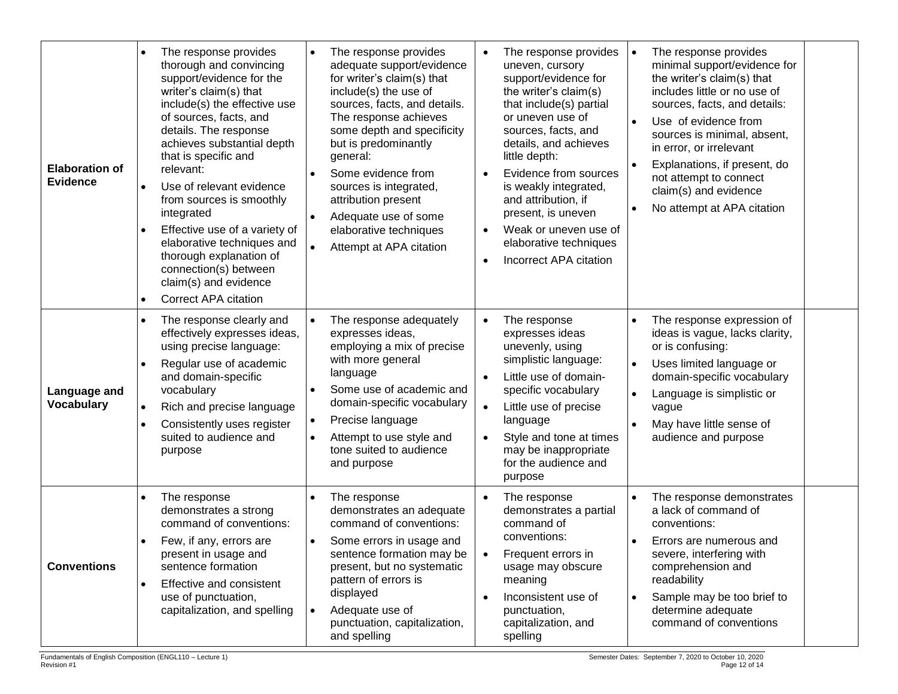| | | | | | |
|---|---|---|---|---|---|
| **Elaboration of Evidence** | • The response provides thorough and convincing support/evidence for the writer's claim(s) that include(s) the effective use of sources, facts, and details. The response achieves substantial depth that is specific and relevant:<br>• Use of relevant evidence from sources is smoothly integrated<br>• Effective use of a variety of elaborative techniques and thorough explanation of connection(s) between claim(s) and evidence<br>• Correct APA citation | • The response provides adequate support/evidence for writer's claim(s) that include(s) the use of sources, facts, and details. The response achieves some depth and specificity but is predominantly general:<br>• Some evidence from sources is integrated, attribution present<br>• Adequate use of some elaborative techniques<br>• Attempt at APA citation | • The response provides uneven, cursory support/evidence for the writer's claim(s) that include(s) partial or uneven use of sources, facts, and details, and achieves little depth:<br>• Evidence from sources is weakly integrated, and attribution, if present, is uneven<br>• Weak or uneven use of elaborative techniques<br>• Incorrect APA citation | • The response provides minimal support/evidence for the writer's claim(s) that includes little or no use of sources, facts, and details:<br>• Use of evidence from sources is minimal, absent, in error, or irrelevant<br>• Explanations, if present, do not attempt to connect claim(s) and evidence<br>• No attempt at APA citation | |
| **Language and Vocabulary** | • The response clearly and effectively expresses ideas, using precise language:<br>• Regular use of academic and domain-specific vocabulary<br>• Rich and precise language<br>• Consistently uses register suited to audience and purpose | • The response adequately expresses ideas, employing a mix of precise with more general language<br>• Some use of academic and domain-specific vocabulary<br>• Precise language<br>• Attempt to use style and tone suited to audience and purpose | • The response expresses ideas unevenly, using simplistic language:<br>• Little use of domain-specific vocabulary<br>• Little use of precise language<br>• Style and tone at times may be inappropriate for the audience and purpose | • The response expression of ideas is vague, lacks clarity, or is confusing:<br>• Uses limited language or domain-specific vocabulary<br>• Language is simplistic or vague<br>• May have little sense of audience and purpose | |
| **Conventions** | • The response demonstrates a strong command of conventions:<br>• Few, if any, errors are present in usage and sentence formation<br>• Effective and consistent use of punctuation, capitalization, and spelling | • The response demonstrates an adequate command of conventions:<br>• Some errors in usage and sentence formation may be present, but no systematic pattern of errors is displayed<br>• Adequate use of punctuation, capitalization, and spelling | • The response demonstrates a partial command of conventions:<br>• Frequent errors in usage may obscure meaning<br>• Inconsistent use of punctuation, capitalization, and spelling | • The response demonstrates a lack of command of conventions:<br>• Errors are numerous and severe, interfering with comprehension and readability<br>• Sample may be too brief to determine adequate command of conventions | |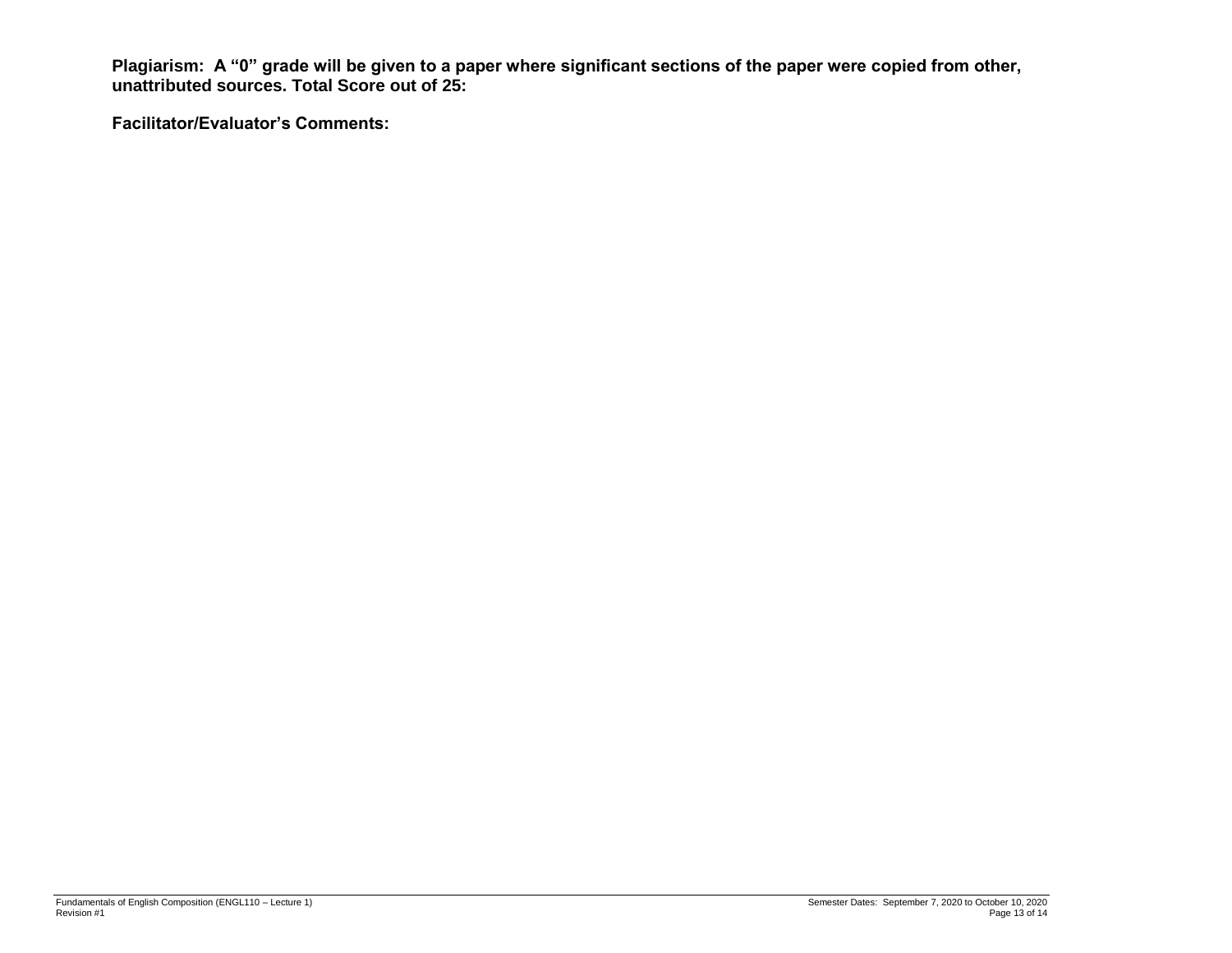**Plagiarism: A "0" grade will be given to a paper where significant sections of the paper were copied from other, unattributed sources. Total Score out of 25:**

**Facilitator/Evaluator's Comments:**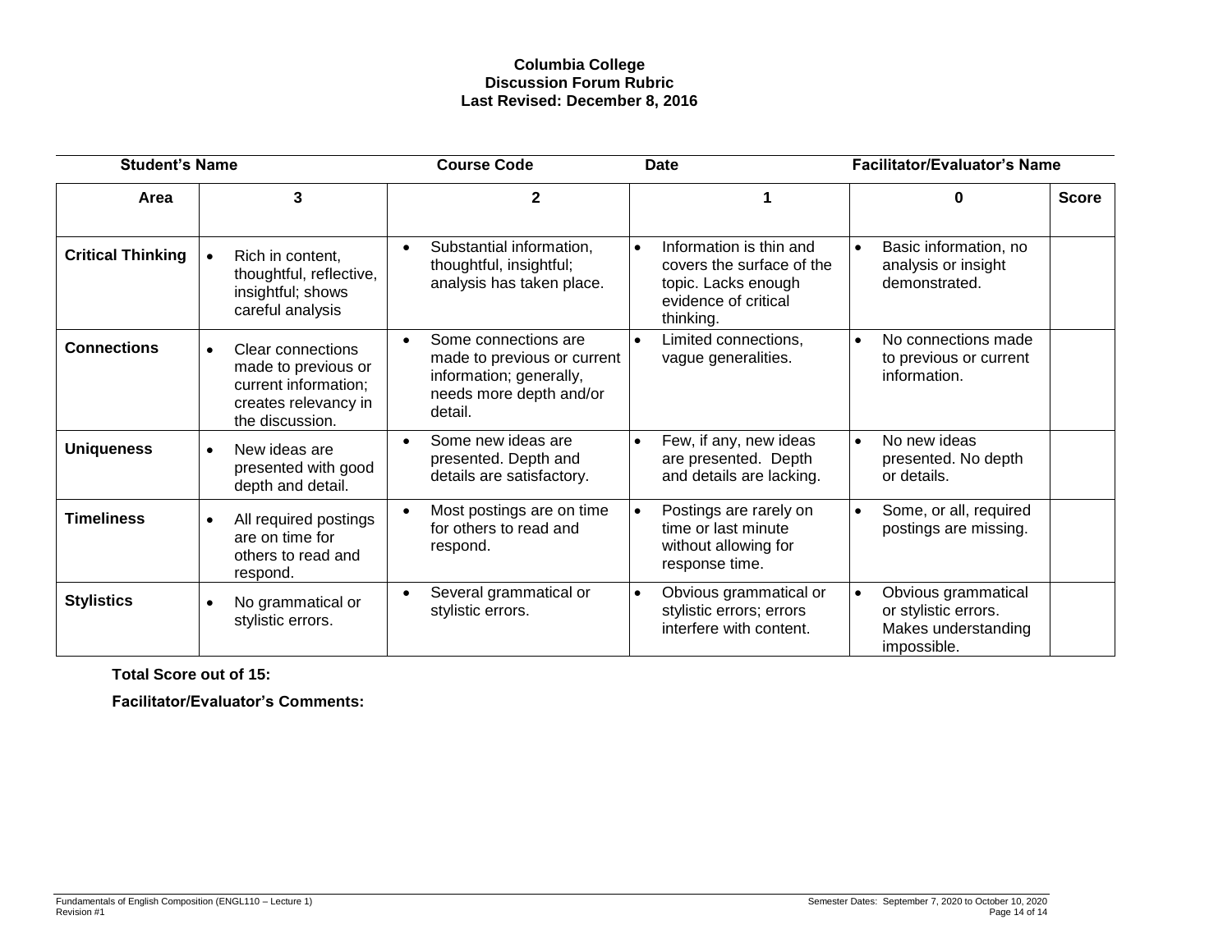**Columbia College**
**Discussion Forum Rubric**
**Last Revised: December 8, 2016**

| Student's Name | Course Code | Date | Facilitator/Evaluator's Name |
|---|---|---|---|
| | | | |

| Area | 3 | 2 | 1 | 0 | Score |
|---|---|---|---|---|---|
| **Critical Thinking** | • Rich in content, thoughtful, reflective, insightful; shows careful analysis | • Substantial information, thoughtful, insightful; analysis has taken place. | • Information is thin and covers the surface of the topic. Lacks enough evidence of critical thinking. | • Basic information, no analysis or insight demonstrated. | |
| **Connections** | • Clear connections made to previous or current information; creates relevancy in the discussion. | • Some connections are made to previous or current information; generally, needs more depth and/or detail. | • Limited connections, vague generalities. | • No connections made to previous or current information. | |
| **Uniqueness** | • New ideas are presented with good depth and detail. | • Some new ideas are presented. Depth and details are satisfactory. | • Few, if any, new ideas are presented. Depth and details are lacking. | • No new ideas presented. No depth or details. | |
| **Timeliness** | • All required postings are on time for others to read and respond. | • Most postings are on time for others to read and respond. | • Postings are rarely on time or last minute without allowing for response time. | • Some, or all, required postings are missing. | |
| **Stylistics** | • No grammatical or stylistic errors. | • Several grammatical or stylistic errors. | • Obvious grammatical or stylistic errors; errors interfere with content. | • Obvious grammatical or stylistic errors. Makes understanding impossible. | |

**Total Score out of 15:**

**Facilitator/Evaluator's Comments:**